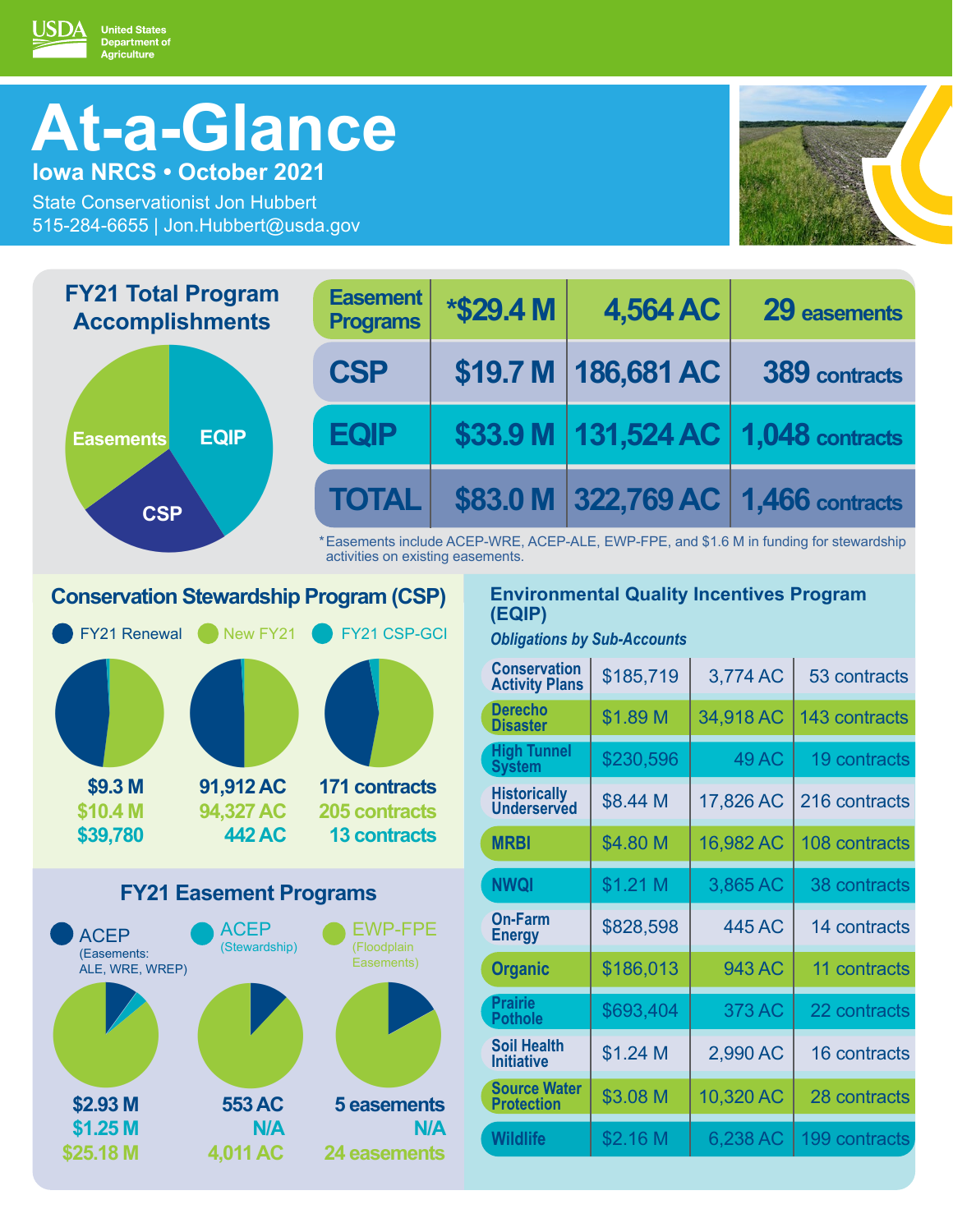USDA United States Department of Agriculture

# At-a-Glance

## Iowa NRCS • October 2021

State Conservationist Jon Hubbert
515-284-6655 | Jon.Hubbert@usda.gov

## FY21 Total Program Accomplishments

| Program | Funding | Acres | Count |
|---|---|---|---|
| Easement Programs | *$29.4 M | 4,564 AC | 29 easements |
| CSP | $19.7 M | 186,681 AC | 389 contracts |
| EQIP | $33.9 M | 131,524 AC | 1,048 contracts |
| TOTAL | $83.0 M | 322,769 AC | 1,466 contracts |

*Easements include ACEP-WRE, ACEP-ALE, EWP-FPE, and $1.6 M in funding for stewardship activities on existing easements.

## Conservation Stewardship Program (CSP)

| | Funding | Acres | Contracts |
|---|---|---|---|
| FY21 Renewal | $9.3 M | 91,912 AC | 171 contracts |
| New FY21 | $10.4 M | 94,327 AC | 205 contracts |
| FY21 CSP-GCI | $39,780 | 442 AC | 13 contracts |

## FY21 Easement Programs

| | Funding | Acres | Easements |
|---|---|---|---|
| ACEP (Easements: ALE, WRE, WREP) | $2.93 M | 553 AC | 5 easements |
| ACEP (Stewardship) | $1.25 M | N/A | N/A |
| EWP-FPE (Floodplain Easements) | $25.18 M | 4,011 AC | 24 easements |

## Environmental Quality Incentives Program (EQIP)

*Obligations by Sub-Accounts*

| Sub-Account | Funding | Acres | Contracts |
|---|---|---|---|
| Conservation Activity Plans | $185,719 | 3,774 AC | 53 contracts |
| Derecho Disaster | $1.89 M | 34,918 AC | 143 contracts |
| High Tunnel System | $230,596 | 49 AC | 19 contracts |
| Historically Underserved | $8.44 M | 17,826 AC | 216 contracts |
| MRBI | $4.80 M | 16,982 AC | 108 contracts |
| NWQI | $1.21 M | 3,865 AC | 38 contracts |
| On-Farm Energy | $828,598 | 445 AC | 14 contracts |
| Organic | $186,013 | 943 AC | 11 contracts |
| Prairie Pothole | $693,404 | 373 AC | 22 contracts |
| Soil Health Initiative | $1.24 M | 2,990 AC | 16 contracts |
| Source Water Protection | $3.08 M | 10,320 AC | 28 contracts |
| Wildlife | $2.16 M | 6,238 AC | 199 contracts |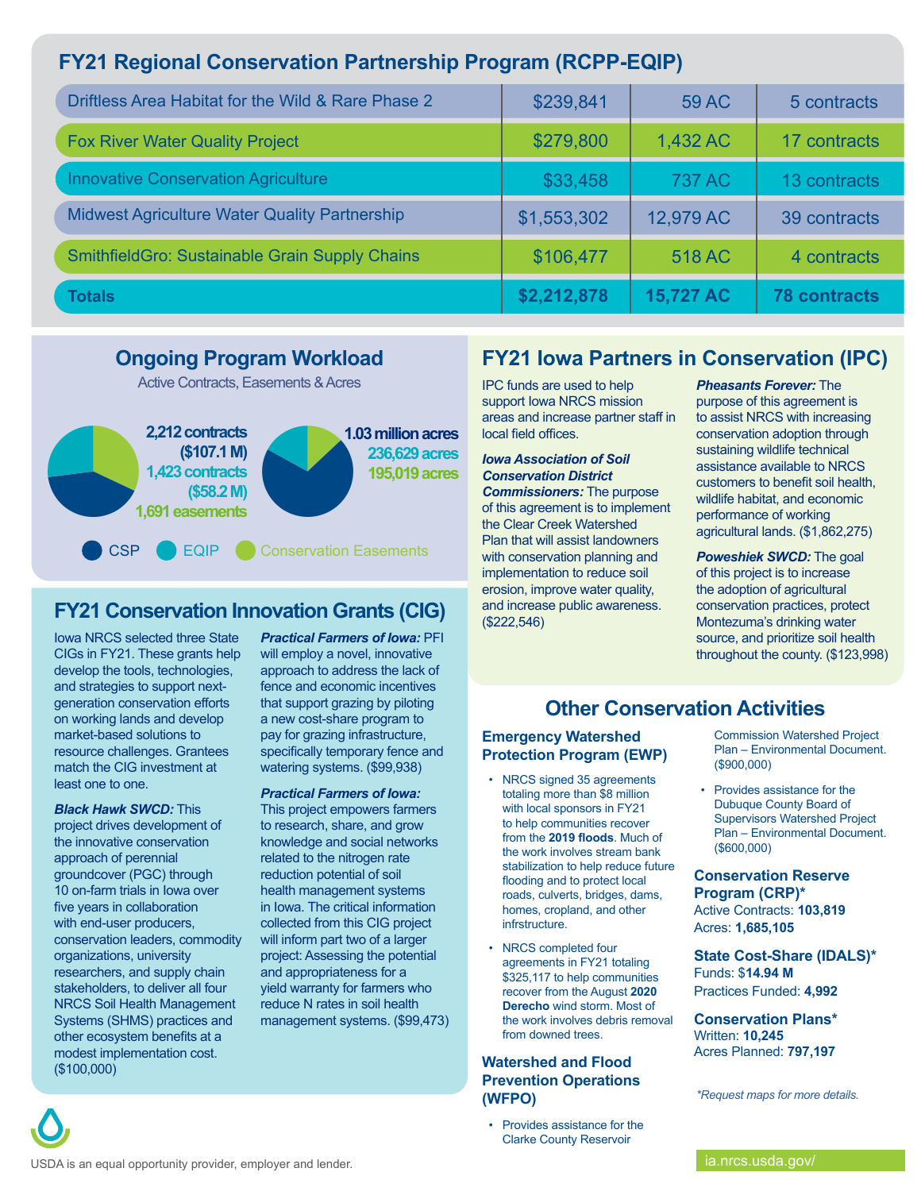## FY21 Regional Conservation Partnership Program (RCPP-EQIP)

| | | | |
|---|---|---|---|
| Driftless Area Habitat for the Wild & Rare Phase 2 | $239,841 | 59 AC | 5 contracts |
| Fox River Water Quality Project | $279,800 | 1,432 AC | 17 contracts |
| Innovative Conservation Agriculture | $33,458 | 737 AC | 13 contracts |
| Midwest Agriculture Water Quality Partnership | $1,553,302 | 12,979 AC | 39 contracts |
| SmithfieldGro: Sustainable Grain Supply Chains | $106,477 | 518 AC | 4 contracts |
| **Totals** | **$2,212,878** | **15,727 AC** | **78 contracts** |

## Ongoing Program Workload

Active Contracts, Easements & Acres

2,212 contracts ($107.1 M)
1,423 contracts ($58.2 M)
1,691 easements

1.03 million acres
236,629 acres
195,019 acres

CSP · EQIP · Conservation Easements

## FY21 Conservation Innovation Grants (CIG)

Iowa NRCS selected three State CIGs in FY21. These grants help develop the tools, technologies, and strategies to support next-generation conservation efforts on working lands and develop market-based solutions to resource challenges. Grantees match the CIG investment at least one to one.

***Black Hawk SWCD:*** This project drives development of the innovative conservation approach of perennial groundcover (PGC) through 10 on-farm trials in Iowa over five years in collaboration with end-user producers, conservation leaders, commodity organizations, university researchers, and supply chain stakeholders, to deliver all four NRCS Soil Health Management Systems (SHMS) practices and other ecosystem benefits at a modest implementation cost. ($100,000)

***Practical Farmers of Iowa:*** PFI will employ a novel, innovative approach to address the lack of fence and economic incentives that support grazing by piloting a new cost-share program to pay for grazing infrastructure, specifically temporary fence and watering systems. ($99,938)

***Practical Farmers of Iowa:*** This project empowers farmers to research, share, and grow knowledge and social networks related to the nitrogen rate reduction potential of soil health management systems in Iowa. The critical information collected from this CIG project will inform part two of a larger project: Assessing the potential and appropriateness for a yield warranty for farmers who reduce N rates in soil health management systems. ($99,473)

## FY21 Iowa Partners in Conservation (IPC)

IPC funds are used to help support Iowa NRCS mission areas and increase partner staff in local field offices.

***Iowa Association of Soil Conservation District Commissioners:*** The purpose of this agreement is to implement the Clear Creek Watershed Plan that will assist landowners with conservation planning and implementation to reduce soil erosion, improve water quality, and increase public awareness. ($222,546)

***Pheasants Forever:*** The purpose of this agreement is to assist NRCS with increasing conservation adoption through sustaining wildlife technical assistance available to NRCS customers to benefit soil health, wildlife habitat, and economic performance of working agricultural lands. ($1,862,275)

***Poweshiek SWCD:*** The goal of this project is to increase the adoption of agricultural conservation practices, protect Montezuma's drinking water source, and prioritize soil health throughout the county. ($123,998)

## Other Conservation Activities

### Emergency Watershed Protection Program (EWP)

- NRCS signed 35 agreements totaling more than $8 million with local sponsors in FY21 to help communities recover from the **2019 floods**. Much of the work involves stream bank stabilization to help reduce future flooding and to protect local roads, culverts, bridges, dams, homes, cropland, and other infrstructure.
- NRCS completed four agreements in FY21 totaling $325,117 to help communities recover from the August **2020 Derecho** wind storm. Most of the work involves debris removal from downed trees.

### Watershed and Flood Prevention Operations (WFPO)

- Provides assistance for the Clarke County Reservoir Commission Watershed Project Plan – Environmental Document. ($900,000)
- Provides assistance for the Dubuque County Board of Supervisors Watershed Project Plan – Environmental Document. ($600,000)

### Conservation Reserve Program (CRP)*

Active Contracts: **103,819**
Acres: **1,685,105**

### State Cost-Share (IDALS)*

Funds: $**14.94 M**
Practices Funded: **4,992**

### Conservation Plans*

Written: **10,245**
Acres Planned: **797,197**

*\*Request maps for more details.*

USDA is an equal opportunity provider, employer and lender.

ia.nrcs.usda.gov/